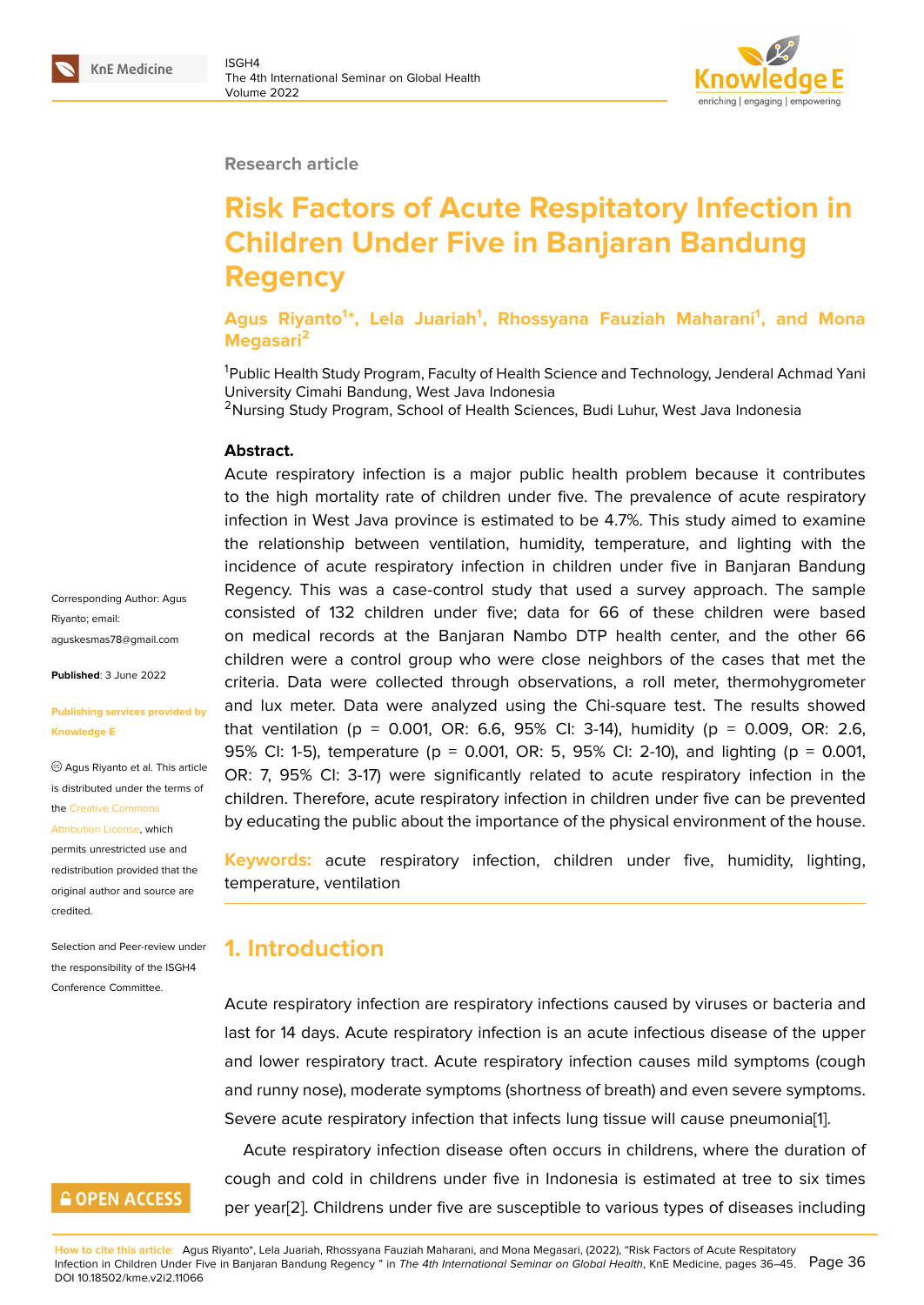Research article

# Risk Factors of Acute Respitatory Infection in Children Under Five in Banjaran Bandung Regency

**Agus Riyanto[1]\*, Lela Juariah[1], Rhossyana Fauziah Maharani[1], and Mona Megasari[2]**

[1]Public Health Study Program, Faculty of Health Science and Technology, Jenderal Achmad Yani University Cimahi Bandung, West Java Indonesia
[2]Nursing Study Program, School of Health Sciences, Budi Luhur, West Java Indonesia

Corresponding Author: Agus Riyanto; email: aguskesmas78@gmail.com

**Published**: 3 June 2022

**Publishing services provided by Knowledge E**

© Agus Riyanto et al. This article is distributed under the terms of the Creative Commons Attribution License, which permits unrestricted use and redistribution provided that the original author and source are credited.

Selection and Peer-review under the responsibility of the ISGH4 Conference Committee.

**Abstract.**
Acute respiratory infection is a major public health problem because it contributes to the high mortality rate of children under five. The prevalence of acute respiratory infection in West Java province is estimated to be 4.7%. This study aimed to examine the relationship between ventilation, humidity, temperature, and lighting with the incidence of acute respiratory infection in children under five in Banjaran Bandung Regency. This was a case-control study that used a survey approach. The sample consisted of 132 children under five; data for 66 of these children were based on medical records at the Banjaran Nambo DTP health center, and the other 66 children were a control group who were close neighbors of the cases that met the criteria. Data were collected through observations, a roll meter, thermohygrometer and lux meter. Data were analyzed using the Chi-square test. The results showed that ventilation (p = 0.001, OR: 6.6, 95% CI: 3-14), humidity (p = 0.009, OR: 2.6, 95% CI: 1-5), temperature (p = 0.001, OR: 5, 95% CI: 2-10), and lighting (p = 0.001, OR: 7, 95% CI: 3-17) were significantly related to acute respiratory infection in the children. Therefore, acute respiratory infection in children under five can be prevented by educating the public about the importance of the physical environment of the house.

**Keywords:** acute respiratory infection, children under five, humidity, lighting, temperature, ventilation

## 1. Introduction

Acute respiratory infection are respiratory infections caused by viruses or bacteria and last for 14 days. Acute respiratory infection is an acute infectious disease of the upper and lower respiratory tract. Acute respiratory infection causes mild symptoms (cough and runny nose), moderate symptoms (shortness of breath) and even severe symptoms. Severe acute respiratory infection that infects lung tissue will cause pneumonia[1].

Acute respiratory infection disease often occurs in childrens, where the duration of cough and cold in childrens under five in Indonesia is estimated at tree to six times per year[2]. Childrens under five are susceptible to various types of diseases including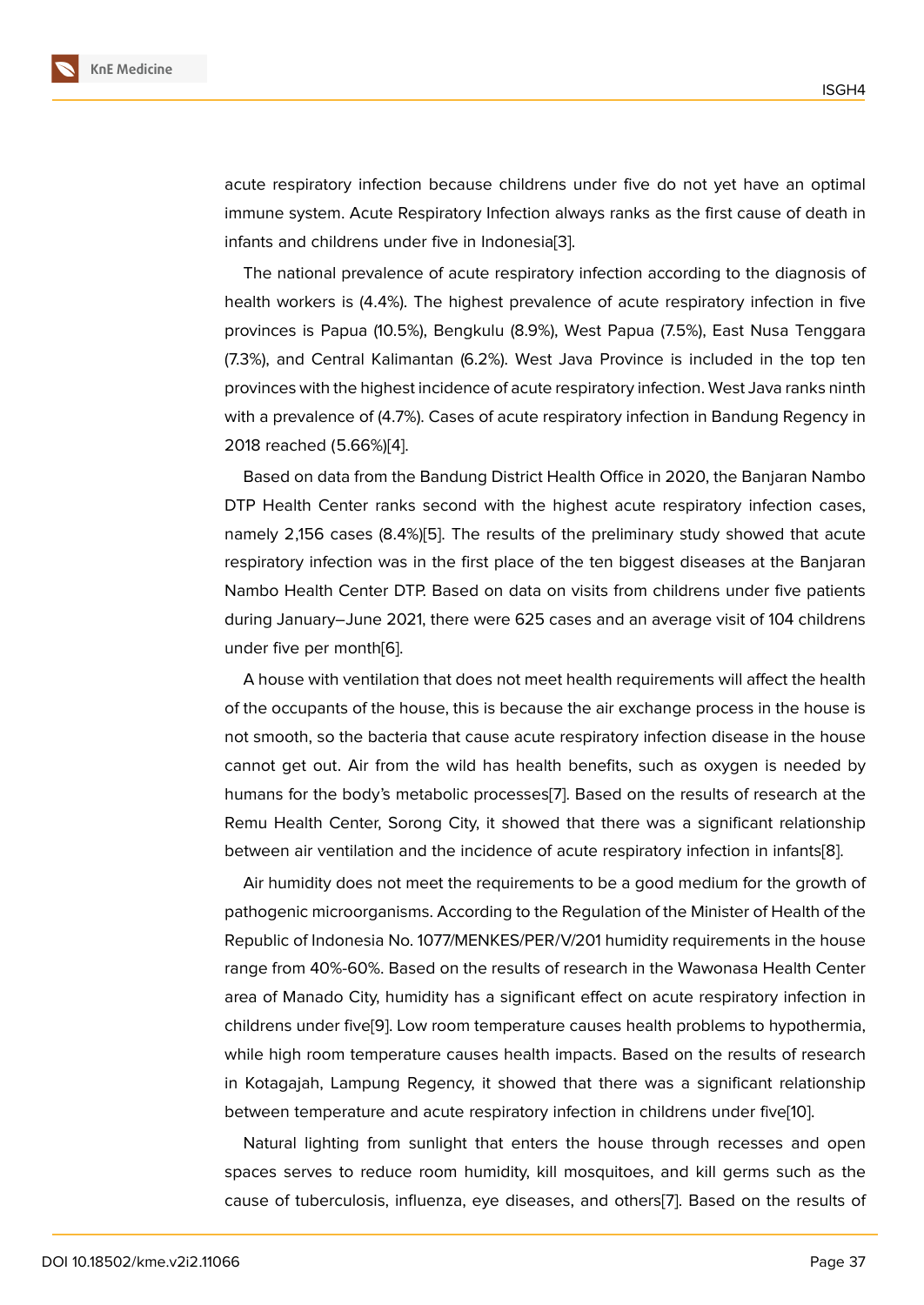acute respiratory infection because childrens under five do not yet have an optimal immune system. Acute Respiratory Infection always ranks as the first cause of death in infants and childrens under five in Indonesia[3].

The national prevalence of acute respiratory infection according to the diagnosis of health workers is (4.4%). The highest prevalence of acute respiratory infection in five provinces is Papua (10.5%), Bengkulu (8.9%), West Papua (7.5%), East Nusa Tenggara (7.3%), and Central Kalimantan (6.2%). West Java Province is included in the top ten provinces with the highest incidence of acute respiratory infection. West Java ranks ninth with a prevalence of (4.7%). Cases of acute respiratory infection in Bandung Regency in 2018 reached (5.66%)[4].

Based on data from the Bandung District Health Office in 2020, the Banjaran Nambo DTP Health Center ranks second with the highest acute respiratory infection cases, namely 2,156 cases (8.4%)[5]. The results of the preliminary study showed that acute respiratory infection was in the first place of the ten biggest diseases at the Banjaran Nambo Health Center DTP. Based on data on visits from childrens under five patients during January–June 2021, there were 625 cases and an average visit of 104 childrens under five per month[6].

A house with ventilation that does not meet health requirements will affect the health of the occupants of the house, this is because the air exchange process in the house is not smooth, so the bacteria that cause acute respiratory infection disease in the house cannot get out. Air from the wild has health benefits, such as oxygen is needed by humans for the body's metabolic processes[7]. Based on the results of research at the Remu Health Center, Sorong City, it showed that there was a significant relationship between air ventilation and the incidence of acute respiratory infection in infants[8].

Air humidity does not meet the requirements to be a good medium for the growth of pathogenic microorganisms. According to the Regulation of the Minister of Health of the Republic of Indonesia No. 1077/MENKES/PER/V/201 humidity requirements in the house range from 40%-60%. Based on the results of research in the Wawonasa Health Center area of Manado City, humidity has a significant effect on acute respiratory infection in childrens under five[9]. Low room temperature causes health problems to hypothermia, while high room temperature causes health impacts. Based on the results of research in Kotagajah, Lampung Regency, it showed that there was a significant relationship between temperature and acute respiratory infection in childrens under five[10].

Natural lighting from sunlight that enters the house through recesses and open spaces serves to reduce room humidity, kill mosquitoes, and kill germs such as the cause of tuberculosis, influenza, eye diseases, and others[7]. Based on the results of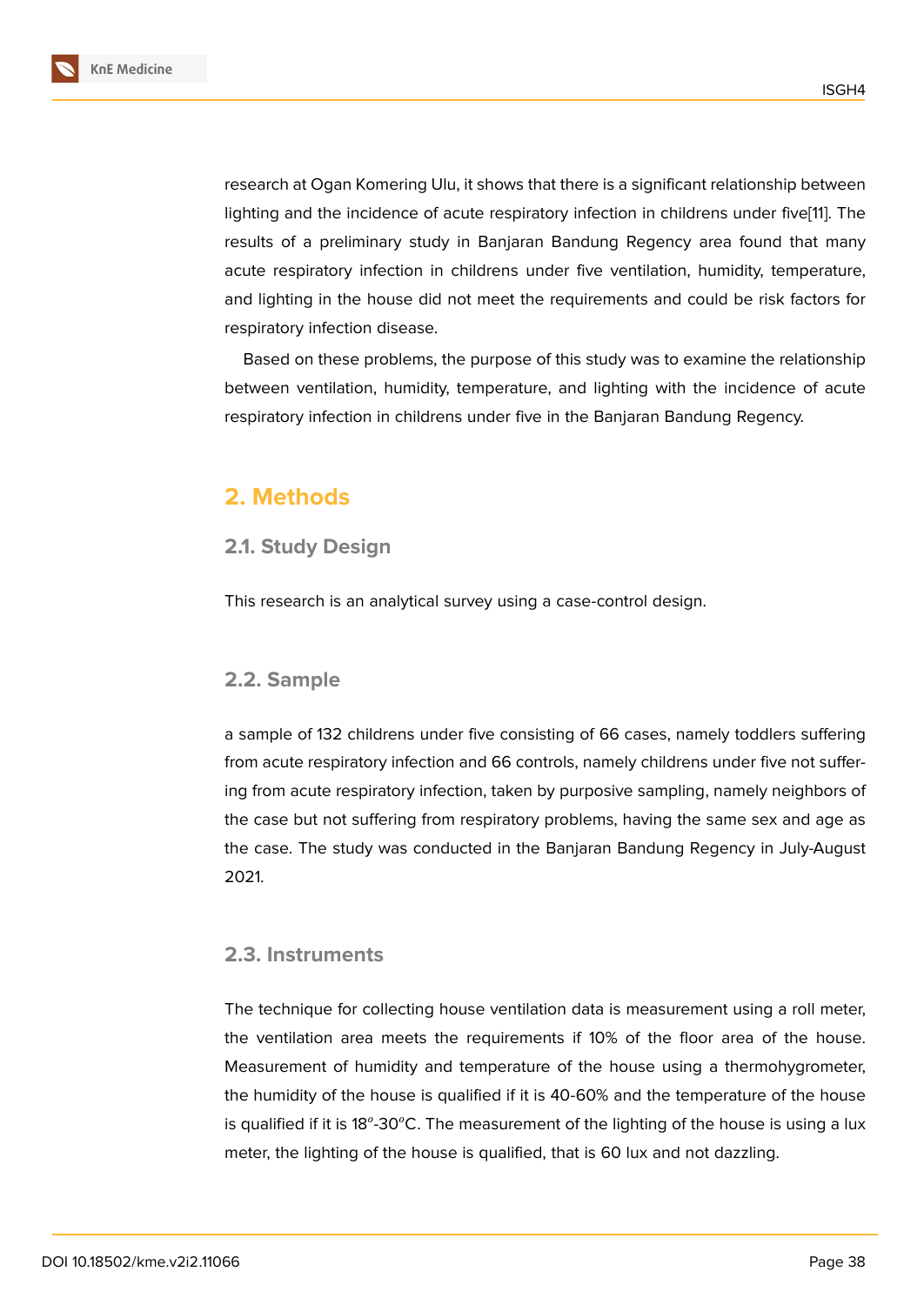research at Ogan Komering Ulu, it shows that there is a significant relationship between lighting and the incidence of acute respiratory infection in childrens under five[11]. The results of a preliminary study in Banjaran Bandung Regency area found that many acute respiratory infection in childrens under five ventilation, humidity, temperature, and lighting in the house did not meet the requirements and could be risk factors for respiratory infection disease.

Based on these problems, the purpose of this study was to examine the relationship between ventilation, humidity, temperature, and lighting with the incidence of acute respiratory infection in childrens under five in the Banjaran Bandung Regency.

# 2. Methods

## 2.1. Study Design

This research is an analytical survey using a case-control design.

## 2.2. Sample

a sample of 132 childrens under five consisting of 66 cases, namely toddlers suffering from acute respiratory infection and 66 controls, namely childrens under five not suffering from acute respiratory infection, taken by purposive sampling, namely neighbors of the case but not suffering from respiratory problems, having the same sex and age as the case. The study was conducted in the Banjaran Bandung Regency in July-August 2021.

## 2.3. Instruments

The technique for collecting house ventilation data is measurement using a roll meter, the ventilation area meets the requirements if 10% of the floor area of the house. Measurement of humidity and temperature of the house using a thermohygrometer, the humidity of the house is qualified if it is 40-60% and the temperature of the house is qualified if it is $18^o$-$30^o$C. The measurement of the lighting of the house is using a lux meter, the lighting of the house is qualified, that is 60 lux and not dazzling.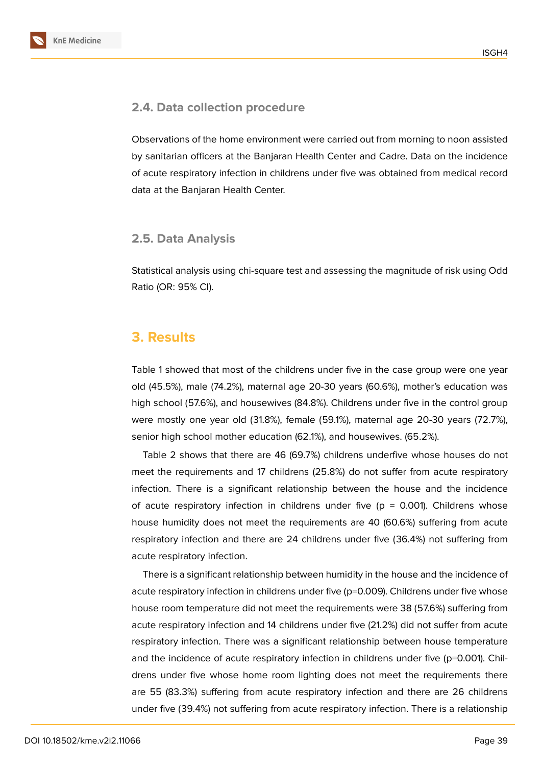### 2.4. Data collection procedure

Observations of the home environment were carried out from morning to noon assisted by sanitarian officers at the Banjaran Health Center and Cadre. Data on the incidence of acute respiratory infection in childrens under five was obtained from medical record data at the Banjaran Health Center.

### 2.5. Data Analysis

Statistical analysis using chi-square test and assessing the magnitude of risk using Odd Ratio (OR: 95% CI).

## 3. Results

Table 1 showed that most of the childrens under five in the case group were one year old (45.5%), male (74.2%), maternal age 20-30 years (60.6%), mother's education was high school (57.6%), and housewives (84.8%). Childrens under five in the control group were mostly one year old (31.8%), female (59.1%), maternal age 20-30 years (72.7%), senior high school mother education (62.1%), and housewives. (65.2%).

Table 2 shows that there are 46 (69.7%) childrens underfive whose houses do not meet the requirements and 17 childrens (25.8%) do not suffer from acute respiratory infection. There is a significant relationship between the house and the incidence of acute respiratory infection in childrens under five (p = 0.001). Childrens whose house humidity does not meet the requirements are 40 (60.6%) suffering from acute respiratory infection and there are 24 childrens under five (36.4%) not suffering from acute respiratory infection.

There is a significant relationship between humidity in the house and the incidence of acute respiratory infection in childrens under five (p=0.009). Childrens under five whose house room temperature did not meet the requirements were 38 (57.6%) suffering from acute respiratory infection and 14 childrens under five (21.2%) did not suffer from acute respiratory infection. There was a significant relationship between house temperature and the incidence of acute respiratory infection in childrens under five (p=0.001). Childrens under five whose home room lighting does not meet the requirements there are 55 (83.3%) suffering from acute respiratory infection and there are 26 childrens under five (39.4%) not suffering from acute respiratory infection. There is a relationship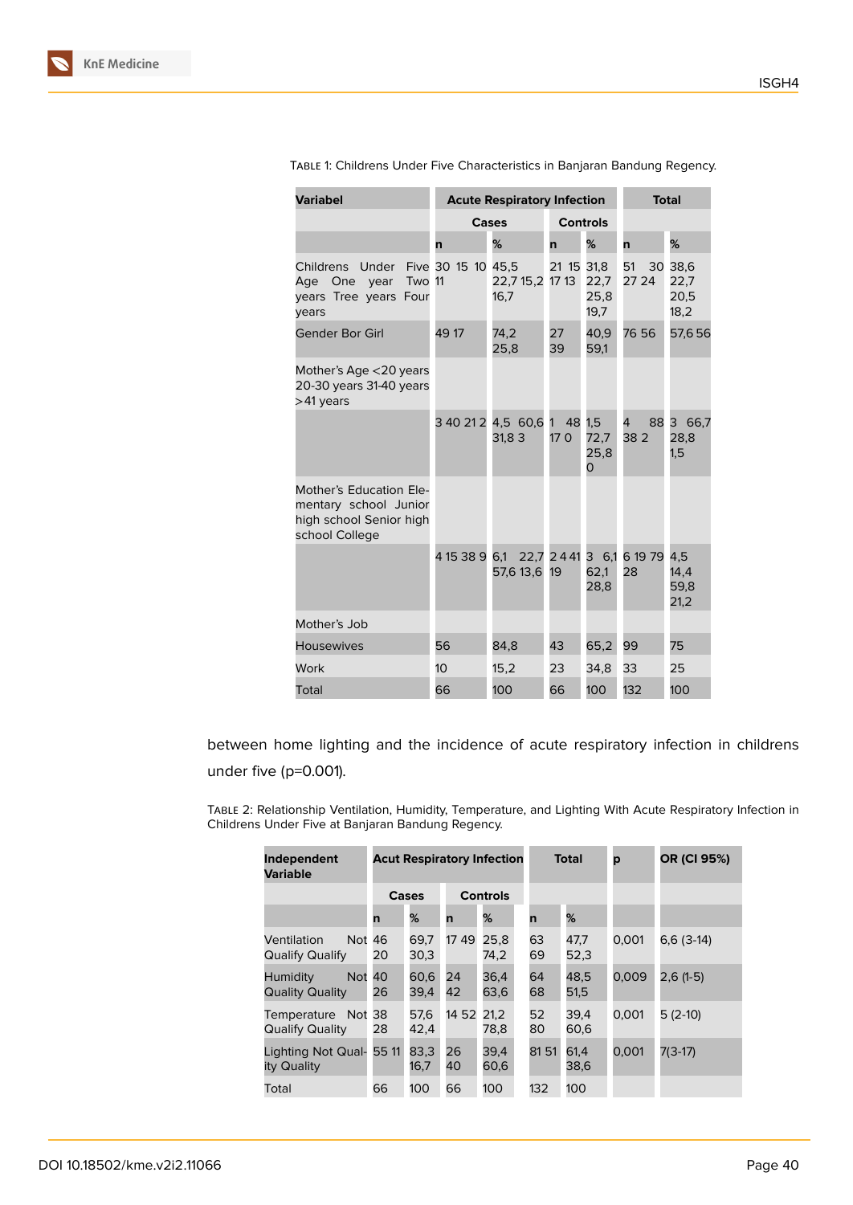Table 1: Childrens Under Five Characteristics in Banjaran Bandung Regency.

| Variabel | Acute Respiratory Infection | | | | Total | |
|---|---|---|---|---|---|---|
| | Cases | | Controls | | | |
| | n | % | n | % | n | % |
| Childrens Under Five Age One year Two years Tree years Four years | 30 15 10 11 | 45,5 22,7 15,2 16,7 | 21 15 17 13 | 31,8 22,7 25,8 19,7 | 51 30 27 24 | 38,6 22,7 20,5 18,2 |
| Gender Bor Girl | 49 17 | 74,2 25,8 | 27 39 | 40,9 59,1 | 76 56 | 57,6 56 |
| Mother's Age <20 years 20-30 years 31-40 years >41 years | | | | | | |
| | 3 40 21 2 | 4,5 60,6 31,8 3 | 1 48 17 0 | 1,5 72,7 25,8 0 | 4 88 38 2 | 3 66,7 28,8 1,5 |
| Mother's Education Elementary school Junior high school Senior high school College | | | | | | |
| | 4 15 38 9 | 6,1 22,7 57,6 13,6 | 2 4 41 19 | 3 6,1 62,1 28,8 | 6 19 79 28 | 4,5 14,4 59,8 21,2 |
| Mother's Job | | | | | | |
| Housewives | 56 | 84,8 | 43 | 65,2 | 99 | 75 |
| Work | 10 | 15,2 | 23 | 34,8 | 33 | 25 |
| Total | 66 | 100 | 66 | 100 | 132 | 100 |

between home lighting and the incidence of acute respiratory infection in childrens under five (p=0.001).

Table 2: Relationship Ventilation, Humidity, Temperature, and Lighting With Acute Respiratory Infection in Childrens Under Five at Banjaran Bandung Regency.

| Independent Variable | Acut Respiratory Infection | | | | Total | | p | OR (CI 95%) |
|---|---|---|---|---|---|---|---|---|
| | Cases | | Controls | | | | | |
| | n | % | n | % | n | % | | |
| Ventilation Not Qualify Qualify | 46 20 | 69,7 30,3 | 17 49 | 25,8 74,2 | 63 69 | 47,7 52,3 | 0,001 | 6,6 (3-14) |
| Humidity Not Quality Quality | 40 26 | 60,6 39,4 | 24 42 | 36,4 63,6 | 64 68 | 48,5 51,5 | 0,009 | 2,6 (1-5) |
| Temperature Not Qualify Quality | 38 28 | 57,6 42,4 | 14 52 | 21,2 78,8 | 52 80 | 39,4 60,6 | 0,001 | 5 (2-10) |
| Lighting Not Quality Quality | 55 11 | 83,3 16,7 | 26 40 | 39,4 60,6 | 81 51 | 61,4 38,6 | 0,001 | 7(3-17) |
| Total | 66 | 100 | 66 | 100 | 132 | 100 | | |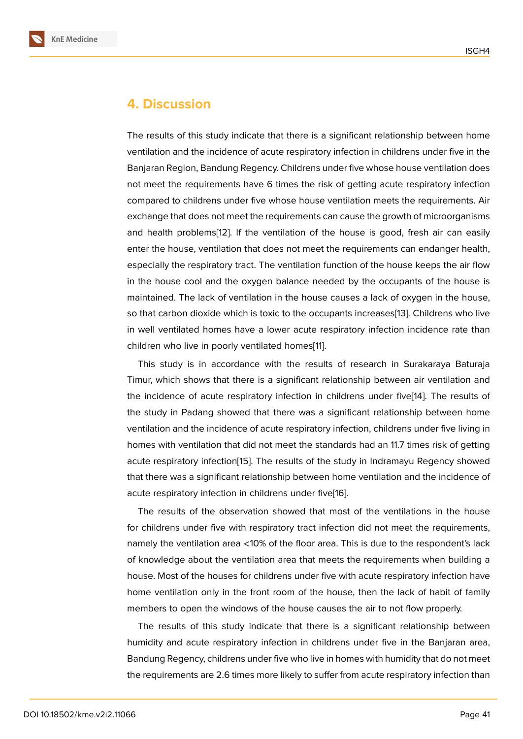## 4. Discussion

The results of this study indicate that there is a significant relationship between home ventilation and the incidence of acute respiratory infection in childrens under five in the Banjaran Region, Bandung Regency. Childrens under five whose house ventilation does not meet the requirements have 6 times the risk of getting acute respiratory infection compared to childrens under five whose house ventilation meets the requirements. Air exchange that does not meet the requirements can cause the growth of microorganisms and health problems[12]. If the ventilation of the house is good, fresh air can easily enter the house, ventilation that does not meet the requirements can endanger health, especially the respiratory tract. The ventilation function of the house keeps the air flow in the house cool and the oxygen balance needed by the occupants of the house is maintained. The lack of ventilation in the house causes a lack of oxygen in the house, so that carbon dioxide which is toxic to the occupants increases[13]. Childrens who live in well ventilated homes have a lower acute respiratory infection incidence rate than children who live in poorly ventilated homes[11].

This study is in accordance with the results of research in Surakaraya Baturaja Timur, which shows that there is a significant relationship between air ventilation and the incidence of acute respiratory infection in childrens under five[14]. The results of the study in Padang showed that there was a significant relationship between home ventilation and the incidence of acute respiratory infection, childrens under five living in homes with ventilation that did not meet the standards had an 11.7 times risk of getting acute respiratory infection[15]. The results of the study in Indramayu Regency showed that there was a significant relationship between home ventilation and the incidence of acute respiratory infection in childrens under five[16].

The results of the observation showed that most of the ventilations in the house for childrens under five with respiratory tract infection did not meet the requirements, namely the ventilation area <10% of the floor area. This is due to the respondent's lack of knowledge about the ventilation area that meets the requirements when building a house. Most of the houses for childrens under five with acute respiratory infection have home ventilation only in the front room of the house, then the lack of habit of family members to open the windows of the house causes the air to not flow properly.

The results of this study indicate that there is a significant relationship between humidity and acute respiratory infection in childrens under five in the Banjaran area, Bandung Regency, childrens under five who live in homes with humidity that do not meet the requirements are 2.6 times more likely to suffer from acute respiratory infection than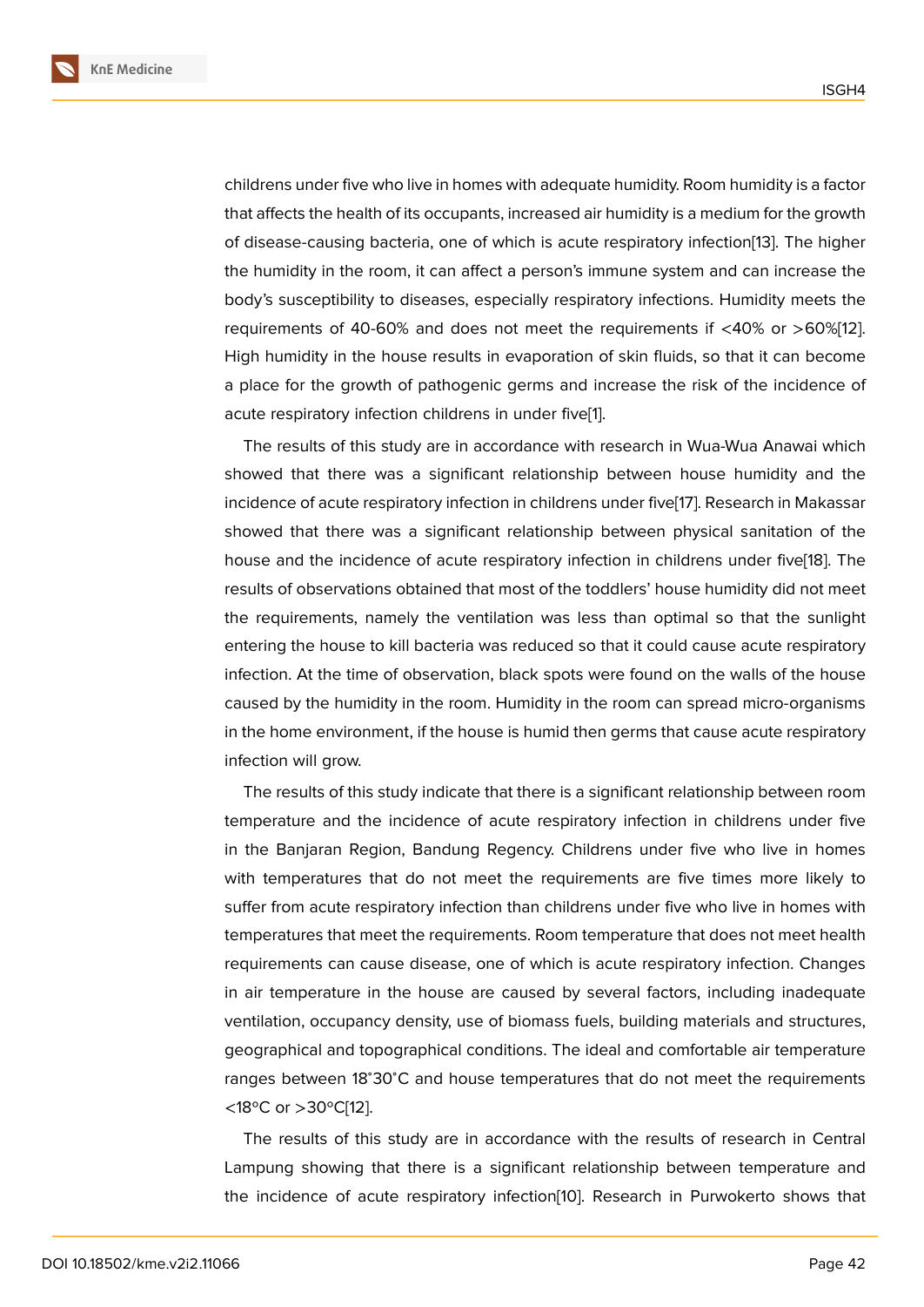childrens under five who live in homes with adequate humidity. Room humidity is a factor that affects the health of its occupants, increased air humidity is a medium for the growth of disease-causing bacteria, one of which is acute respiratory infection[13]. The higher the humidity in the room, it can affect a person's immune system and can increase the body's susceptibility to diseases, especially respiratory infections. Humidity meets the requirements of 40-60% and does not meet the requirements if <40% or >60%[12]. High humidity in the house results in evaporation of skin fluids, so that it can become a place for the growth of pathogenic germs and increase the risk of the incidence of acute respiratory infection childrens in under five[1].

The results of this study are in accordance with research in Wua-Wua Anawai which showed that there was a significant relationship between house humidity and the incidence of acute respiratory infection in childrens under five[17]. Research in Makassar showed that there was a significant relationship between physical sanitation of the house and the incidence of acute respiratory infection in childrens under five[18]. The results of observations obtained that most of the toddlers' house humidity did not meet the requirements, namely the ventilation was less than optimal so that the sunlight entering the house to kill bacteria was reduced so that it could cause acute respiratory infection. At the time of observation, black spots were found on the walls of the house caused by the humidity in the room. Humidity in the room can spread micro-organisms in the home environment, if the house is humid then germs that cause acute respiratory infection will grow.

The results of this study indicate that there is a significant relationship between room temperature and the incidence of acute respiratory infection in childrens under five in the Banjaran Region, Bandung Regency. Childrens under five who live in homes with temperatures that do not meet the requirements are five times more likely to suffer from acute respiratory infection than childrens under five who live in homes with temperatures that meet the requirements. Room temperature that does not meet health requirements can cause disease, one of which is acute respiratory infection. Changes in air temperature in the house are caused by several factors, including inadequate ventilation, occupancy density, use of biomass fuels, building materials and structures, geographical and topographical conditions. The ideal and comfortable air temperature ranges between 18˚30˚C and house temperatures that do not meet the requirements <18°C or >30°C[12].

The results of this study are in accordance with the results of research in Central Lampung showing that there is a significant relationship between temperature and the incidence of acute respiratory infection[10]. Research in Purwokerto shows that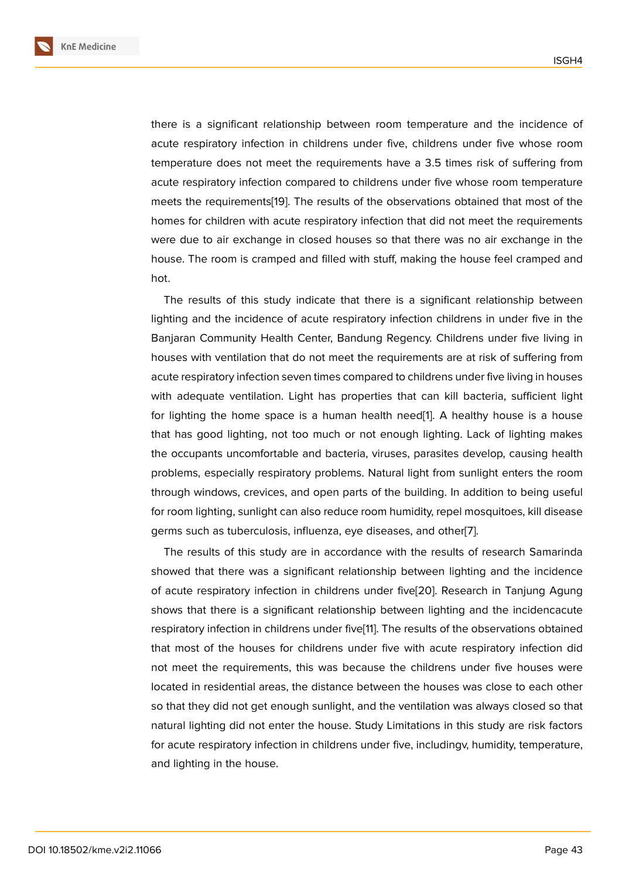there is a significant relationship between room temperature and the incidence of acute respiratory infection in childrens under five, childrens under five whose room temperature does not meet the requirements have a 3.5 times risk of suffering from acute respiratory infection compared to childrens under five whose room temperature meets the requirements[19]. The results of the observations obtained that most of the homes for children with acute respiratory infection that did not meet the requirements were due to air exchange in closed houses so that there was no air exchange in the house. The room is cramped and filled with stuff, making the house feel cramped and hot.

The results of this study indicate that there is a significant relationship between lighting and the incidence of acute respiratory infection childrens in under five in the Banjaran Community Health Center, Bandung Regency. Childrens under five living in houses with ventilation that do not meet the requirements are at risk of suffering from acute respiratory infection seven times compared to childrens under five living in houses with adequate ventilation. Light has properties that can kill bacteria, sufficient light for lighting the home space is a human health need[1]. A healthy house is a house that has good lighting, not too much or not enough lighting. Lack of lighting makes the occupants uncomfortable and bacteria, viruses, parasites develop, causing health problems, especially respiratory problems. Natural light from sunlight enters the room through windows, crevices, and open parts of the building. In addition to being useful for room lighting, sunlight can also reduce room humidity, repel mosquitoes, kill disease germs such as tuberculosis, influenza, eye diseases, and other[7].

The results of this study are in accordance with the results of research Samarinda showed that there was a significant relationship between lighting and the incidence of acute respiratory infection in childrens under five[20]. Research in Tanjung Agung shows that there is a significant relationship between lighting and the incidencacute respiratory infection in childrens under five[11]. The results of the observations obtained that most of the houses for childrens under five with acute respiratory infection did not meet the requirements, this was because the childrens under five houses were located in residential areas, the distance between the houses was close to each other so that they did not get enough sunlight, and the ventilation was always closed so that natural lighting did not enter the house. Study Limitations in this study are risk factors for acute respiratory infection in childrens under five, includingv, humidity, temperature, and lighting in the house.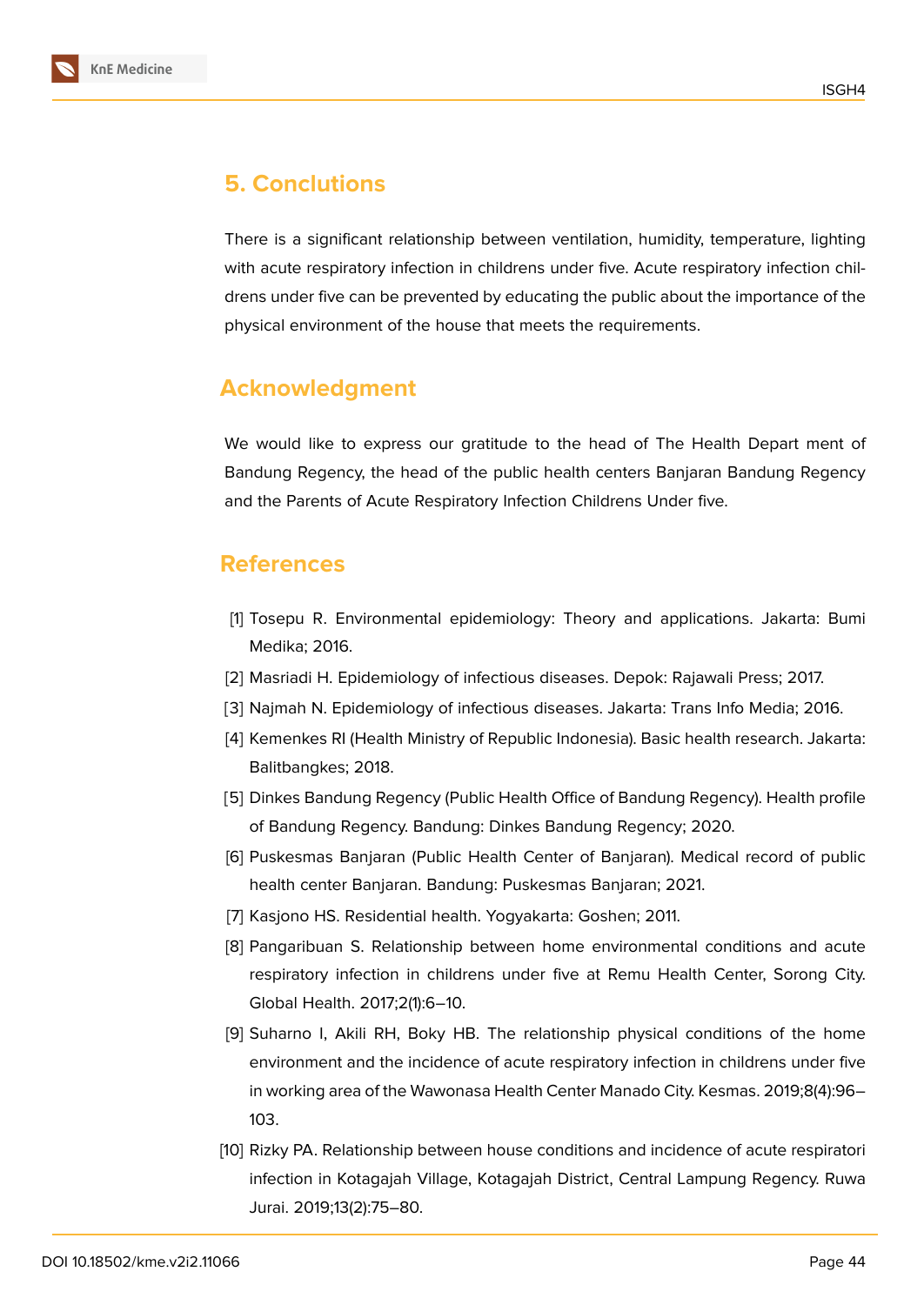## 5. Conclutions

There is a significant relationship between ventilation, humidity, temperature, lighting with acute respiratory infection in childrens under five. Acute respiratory infection childrens under five can be prevented by educating the public about the importance of the physical environment of the house that meets the requirements.

## Acknowledgment

We would like to express our gratitude to the head of The Health Depart ment of Bandung Regency, the head of the public health centers Banjaran Bandung Regency and the Parents of Acute Respiratory Infection Childrens Under five.

## References

[1] Tosepu R. Environmental epidemiology: Theory and applications. Jakarta: Bumi Medika; 2016.

[2] Masriadi H. Epidemiology of infectious diseases. Depok: Rajawali Press; 2017.

[3] Najmah N. Epidemiology of infectious diseases. Jakarta: Trans Info Media; 2016.

[4] Kemenkes RI (Health Ministry of Republic Indonesia). Basic health research. Jakarta: Balitbangkes; 2018.

[5] Dinkes Bandung Regency (Public Health Office of Bandung Regency). Health profile of Bandung Regency. Bandung: Dinkes Bandung Regency; 2020.

[6] Puskesmas Banjaran (Public Health Center of Banjaran). Medical record of public health center Banjaran. Bandung: Puskesmas Banjaran; 2021.

[7] Kasjono HS. Residential health. Yogyakarta: Goshen; 2011.

[8] Pangaribuan S. Relationship between home environmental conditions and acute respiratory infection in childrens under five at Remu Health Center, Sorong City. Global Health. 2017;2(1):6–10.

[9] Suharno I, Akili RH, Boky HB. The relationship physical conditions of the home environment and the incidence of acute respiratory infection in childrens under five in working area of the Wawonasa Health Center Manado City. Kesmas. 2019;8(4):96–103.

[10] Rizky PA. Relationship between house conditions and incidence of acute respiratori infection in Kotagajah Village, Kotagajah District, Central Lampung Regency. Ruwa Jurai. 2019;13(2):75–80.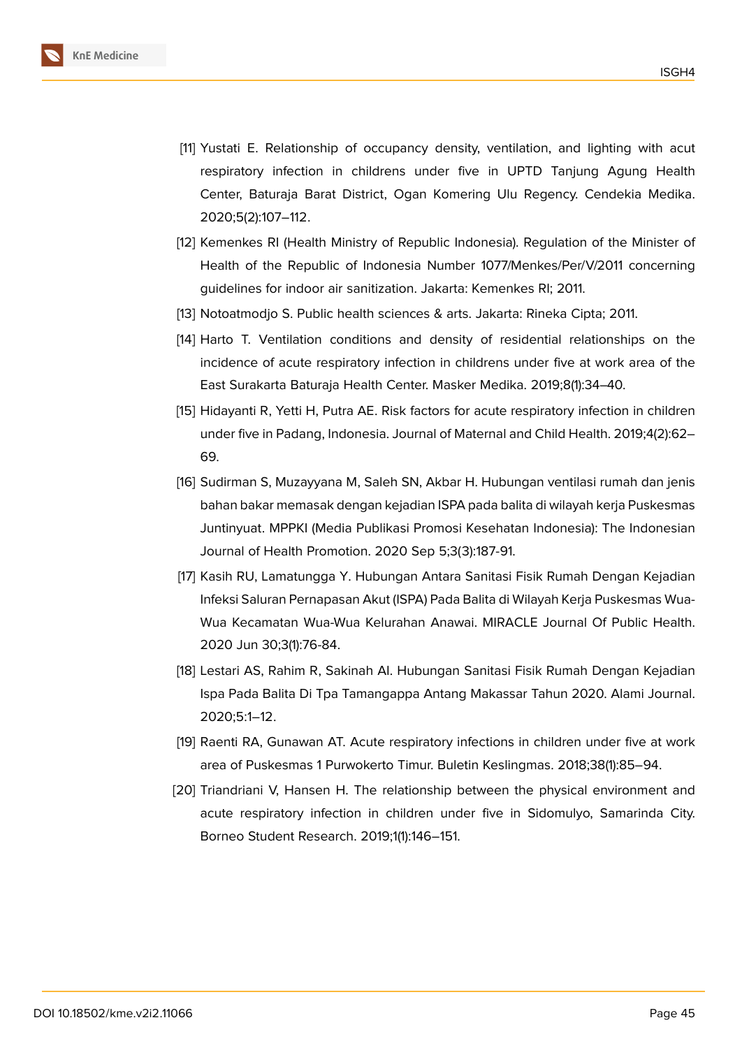[11] Yustati E. Relationship of occupancy density, ventilation, and lighting with acut respiratory infection in childrens under five in UPTD Tanjung Agung Health Center, Baturaja Barat District, Ogan Komering Ulu Regency. Cendekia Medika. 2020;5(2):107–112.

[12] Kemenkes RI (Health Ministry of Republic Indonesia). Regulation of the Minister of Health of the Republic of Indonesia Number 1077/Menkes/Per/V/2011 concerning guidelines for indoor air sanitization. Jakarta: Kemenkes RI; 2011.

[13] Notoatmodjo S. Public health sciences & arts. Jakarta: Rineka Cipta; 2011.

[14] Harto T. Ventilation conditions and density of residential relationships on the incidence of acute respiratory infection in childrens under five at work area of the East Surakarta Baturaja Health Center. Masker Medika. 2019;8(1):34–40.

[15] Hidayanti R, Yetti H, Putra AE. Risk factors for acute respiratory infection in children under five in Padang, Indonesia. Journal of Maternal and Child Health. 2019;4(2):62–69.

[16] Sudirman S, Muzayyana M, Saleh SN, Akbar H. Hubungan ventilasi rumah dan jenis bahan bakar memasak dengan kejadian ISPA pada balita di wilayah kerja Puskesmas Juntinyuat. MPPKI (Media Publikasi Promosi Kesehatan Indonesia): The Indonesian Journal of Health Promotion. 2020 Sep 5;3(3):187-91.

[17] Kasih RU, Lamatungga Y. Hubungan Antara Sanitasi Fisik Rumah Dengan Kejadian Infeksi Saluran Pernapasan Akut (ISPA) Pada Balita di Wilayah Kerja Puskesmas Wua-Wua Kecamatan Wua-Wua Kelurahan Anawai. MIRACLE Journal Of Public Health. 2020 Jun 30;3(1):76-84.

[18] Lestari AS, Rahim R, Sakinah AI. Hubungan Sanitasi Fisik Rumah Dengan Kejadian Ispa Pada Balita Di Tpa Tamangappa Antang Makassar Tahun 2020. Alami Journal. 2020;5:1–12.

[19] Raenti RA, Gunawan AT. Acute respiratory infections in children under five at work area of Puskesmas 1 Purwokerto Timur. Buletin Keslingmas. 2018;38(1):85–94.

[20] Triandriani V, Hansen H. The relationship between the physical environment and acute respiratory infection in children under five in Sidomulyo, Samarinda City. Borneo Student Research. 2019;1(1):146–151.